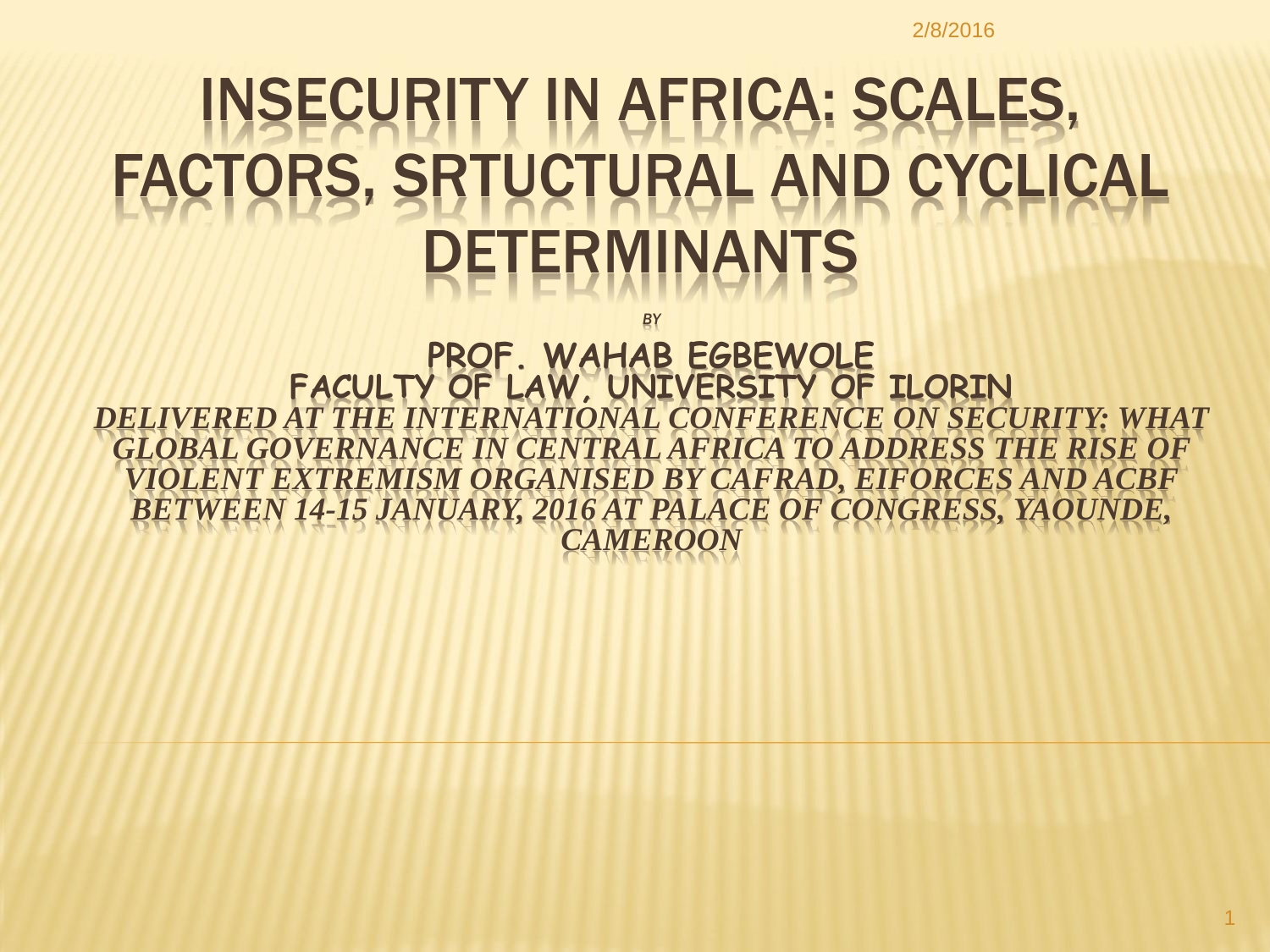# INSECURITY IN AFRICA: SCALES, FACTORS, SRTUCTURAL AND CYCLICAL DETERMINANTS

*BY*

**PROF. WAHAB EGBEWOLE**
**FACULTY OF LAW, UNIVERSITY OF ILORIN**

***DELIVERED AT THE INTERNATIONAL CONFERENCE ON SECURITY: WHAT GLOBAL GOVERNANCE IN CENTRAL AFRICA TO ADDRESS THE RISE OF VIOLENT EXTREMISM ORGANISED BY CAFRAD, EIFORCES AND ACBF BETWEEN 14-15 JANUARY, 2016 AT PALACE OF CONGRESS, YAOUNDE, CAMEROON***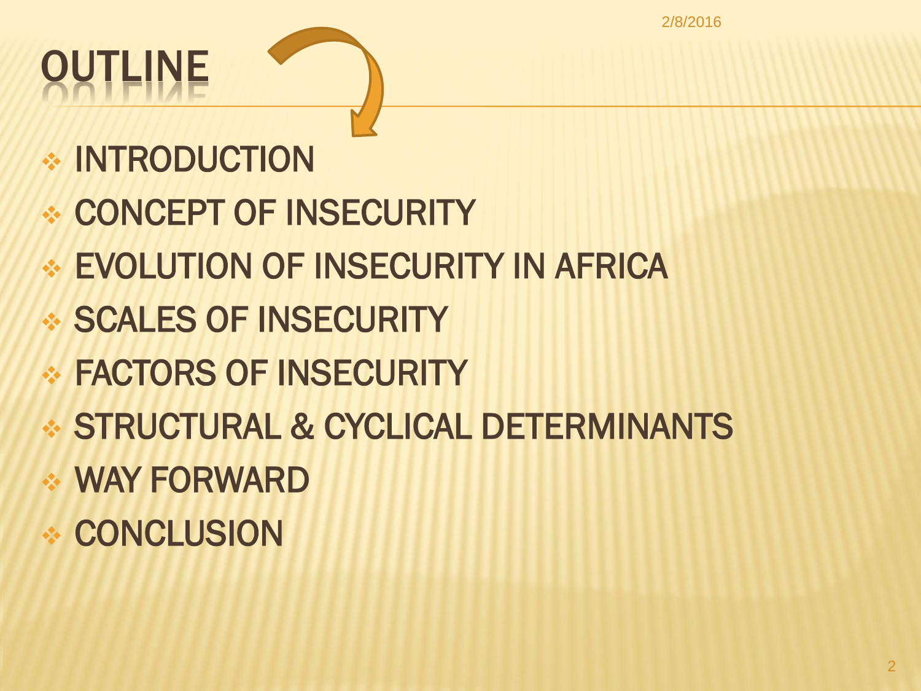# OUTLINE

- INTRODUCTION
- CONCEPT OF INSECURITY
- EVOLUTION OF INSECURITY IN AFRICA
- SCALES OF INSECURITY
- FACTORS OF INSECURITY
- STRUCTURAL & CYCLICAL DETERMINANTS
- WAY FORWARD
- CONCLUSION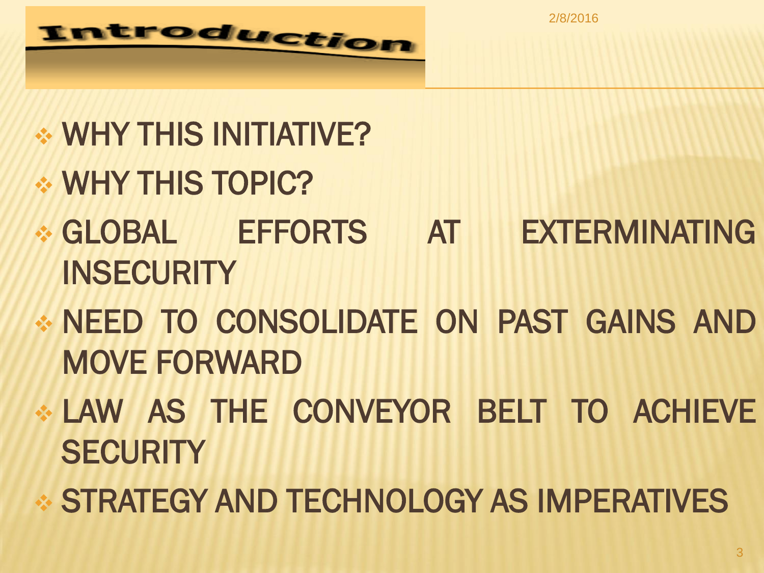# Introduction

- WHY THIS INITIATIVE?
- WHY THIS TOPIC?
- GLOBAL EFFORTS AT EXTERMINATING INSECURITY
- NEED TO CONSOLIDATE ON PAST GAINS AND MOVE FORWARD
- LAW AS THE CONVEYOR BELT TO ACHIEVE SECURITY
- STRATEGY AND TECHNOLOGY AS IMPERATIVES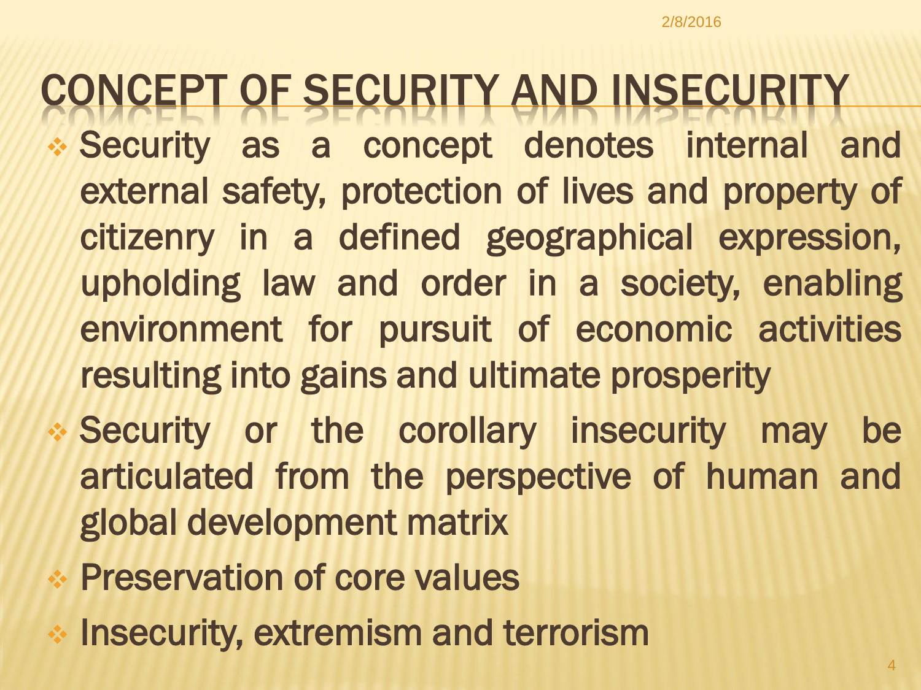# CONCEPT OF SECURITY AND INSECURITY

- Security as a concept denotes internal and external safety, protection of lives and property of citizenry in a defined geographical expression, upholding law and order in a society, enabling environment for pursuit of economic activities resulting into gains and ultimate prosperity
- Security or the corollary insecurity may be articulated from the perspective of human and global development matrix
- Preservation of core values
- Insecurity, extremism and terrorism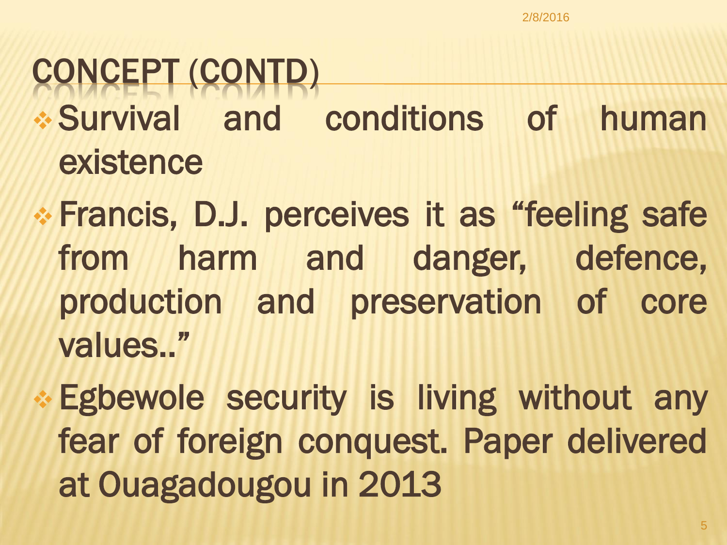# CONCEPT (CONTD)

- Survival and conditions of human existence
- Francis, D.J. perceives it as “feeling safe from harm and danger, defence, production and preservation of core values..”
- Egbewole security is living without any fear of foreign conquest. Paper delivered at Ouagadougou in 2013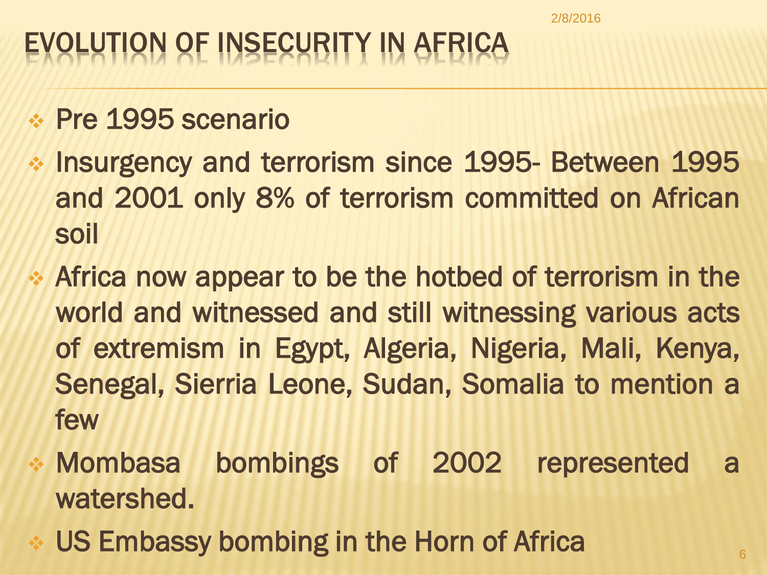# EVOLUTION OF INSECURITY IN AFRICA

- Pre 1995 scenario
- Insurgency and terrorism since 1995- Between 1995 and 2001 only 8% of terrorism committed on African soil
- Africa now appear to be the hotbed of terrorism in the world and witnessed and still witnessing various acts of extremism in Egypt, Algeria, Nigeria, Mali, Kenya, Senegal, Sierria Leone, Sudan, Somalia to mention a few
- Mombasa bombings of 2002 represented a watershed.
- US Embassy bombing in the Horn of Africa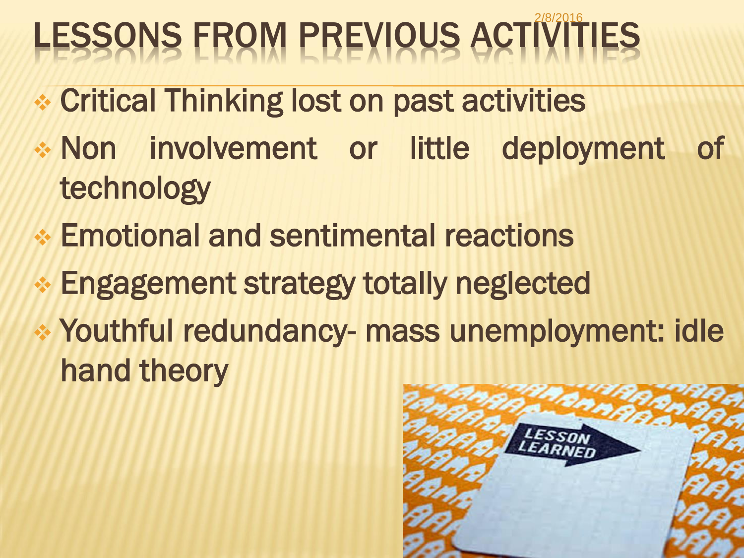# LESSONS FROM PREVIOUS ACTIVITIES

- Critical Thinking lost on past activities
- Non involvement or little deployment of technology
- Emotional and sentimental reactions
- Engagement strategy totally neglected
- Youthful redundancy- mass unemployment: idle hand theory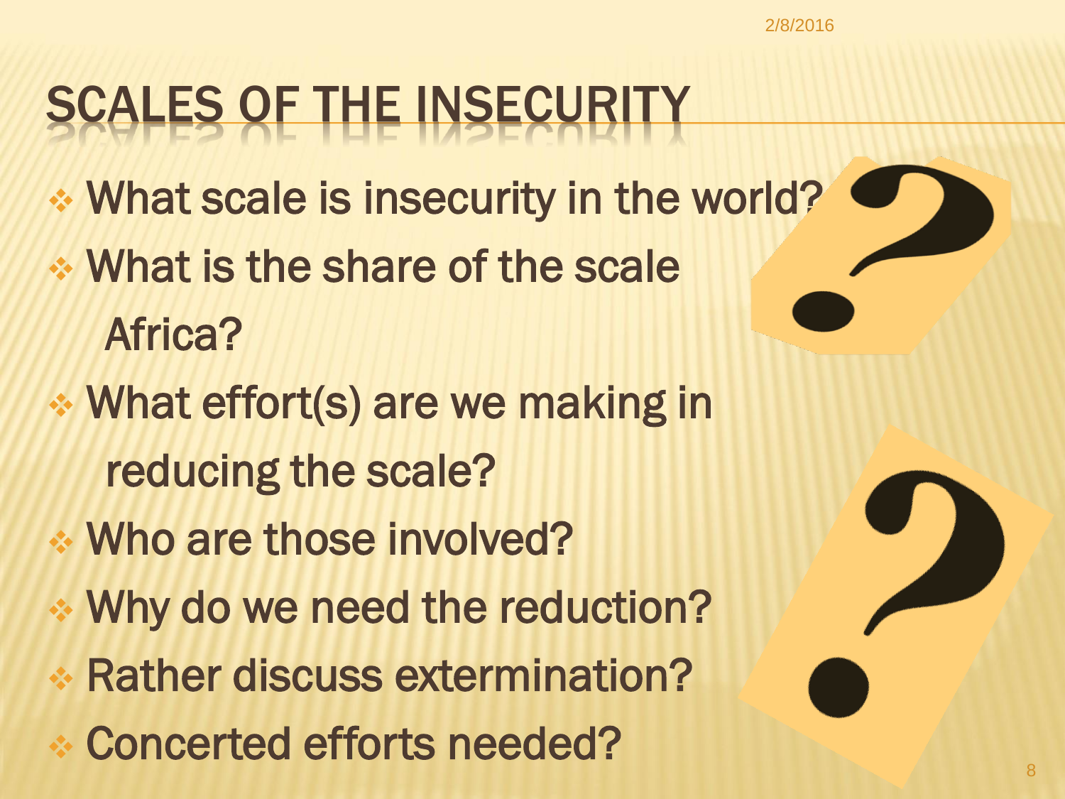# SCALES OF THE INSECURITY

- What scale is insecurity in the world?
- What is the share of the scale Africa?
- What effort(s) are we making in reducing the scale?
- Who are those involved?
- Why do we need the reduction?
- Rather discuss extermination?
- Concerted efforts needed?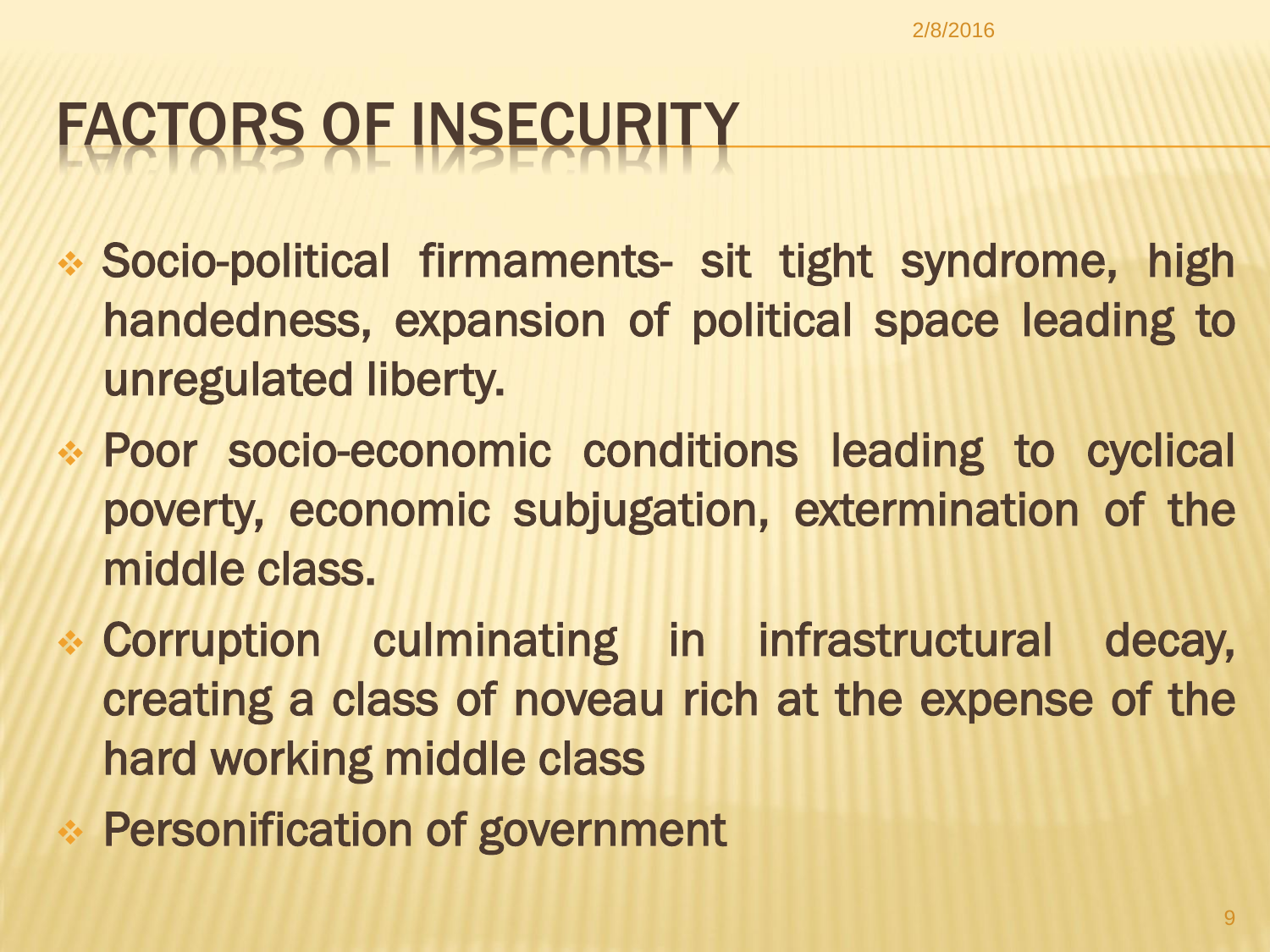# FACTORS OF INSECURITY

- Socio-political firmaments- sit tight syndrome, high handedness, expansion of political space leading to unregulated liberty.
- Poor socio-economic conditions leading to cyclical poverty, economic subjugation, extermination of the middle class.
- Corruption culminating in infrastructural decay, creating a class of noveau rich at the expense of the hard working middle class
- Personification of government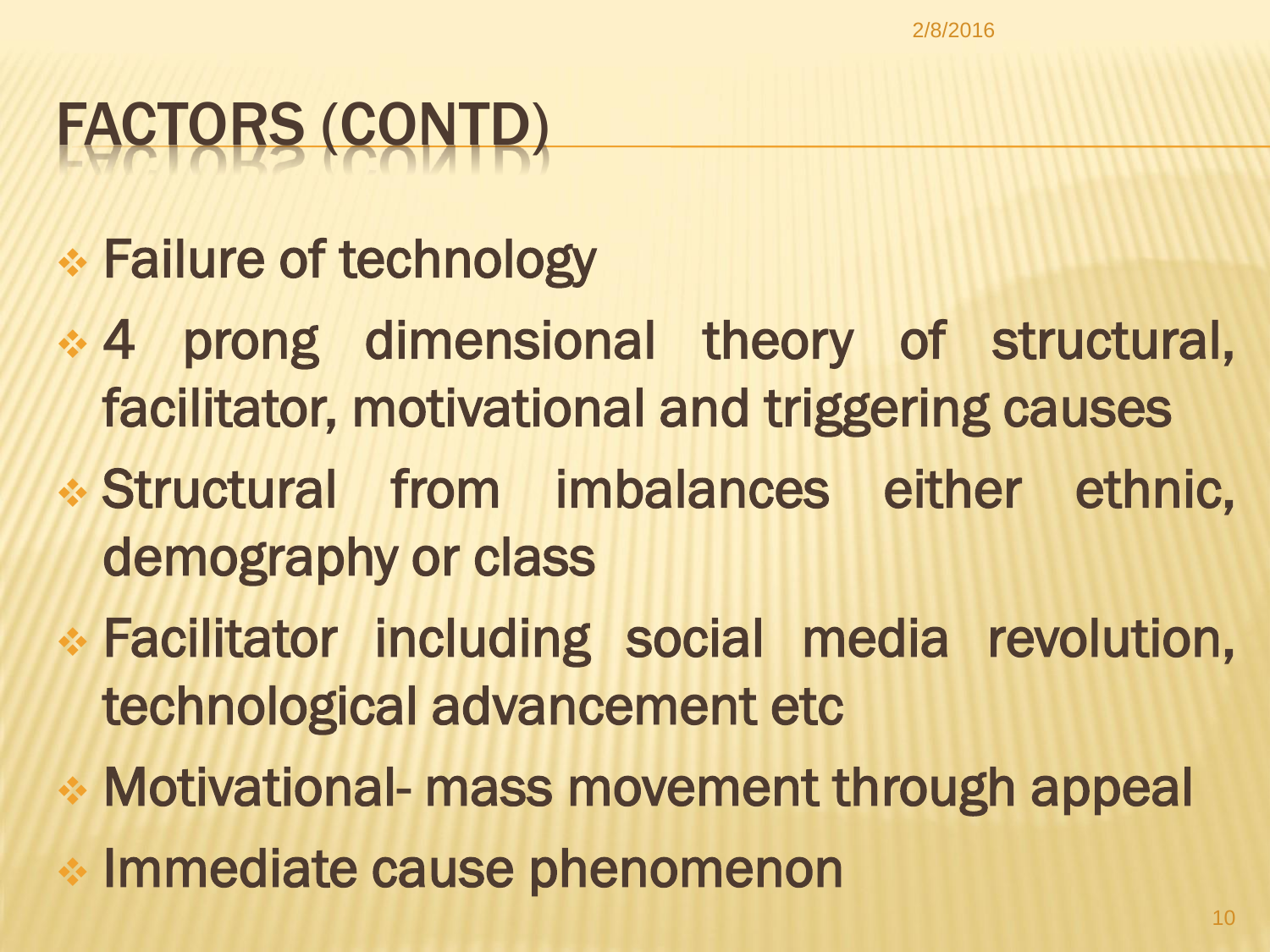# FACTORS (CONTD)

- Failure of technology
- 4 prong dimensional theory of structural, facilitator, motivational and triggering causes
- Structural from imbalances either ethnic, demography or class
- Facilitator including social media revolution, technological advancement etc
- Motivational- mass movement through appeal
- Immediate cause phenomenon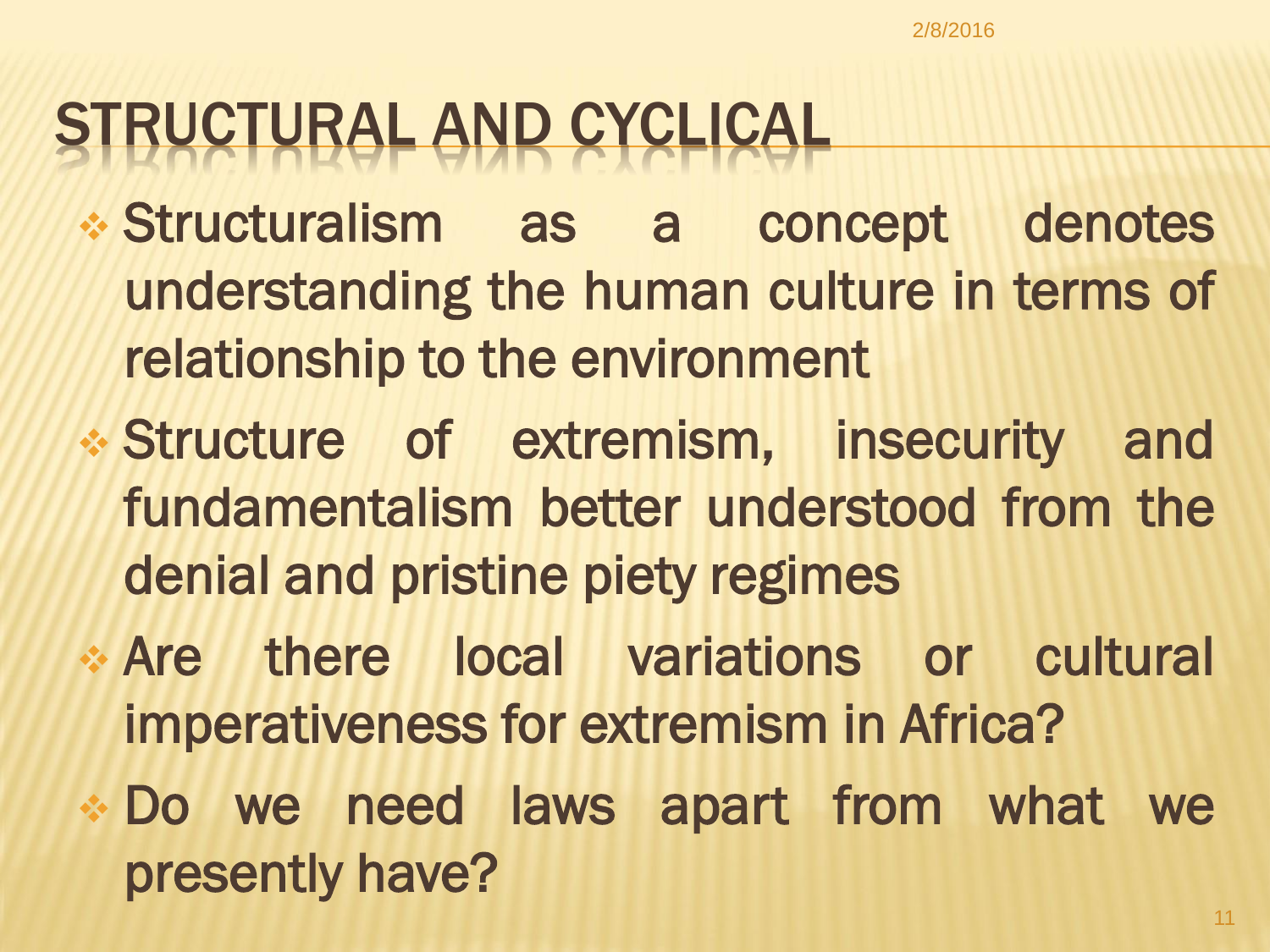# STRUCTURAL AND CYCLICAL

- Structuralism as a concept denotes understanding the human culture in terms of relationship to the environment
- Structure of extremism, insecurity and fundamentalism better understood from the denial and pristine piety regimes
- Are there local variations or cultural imperativeness for extremism in Africa?
- Do we need laws apart from what we presently have?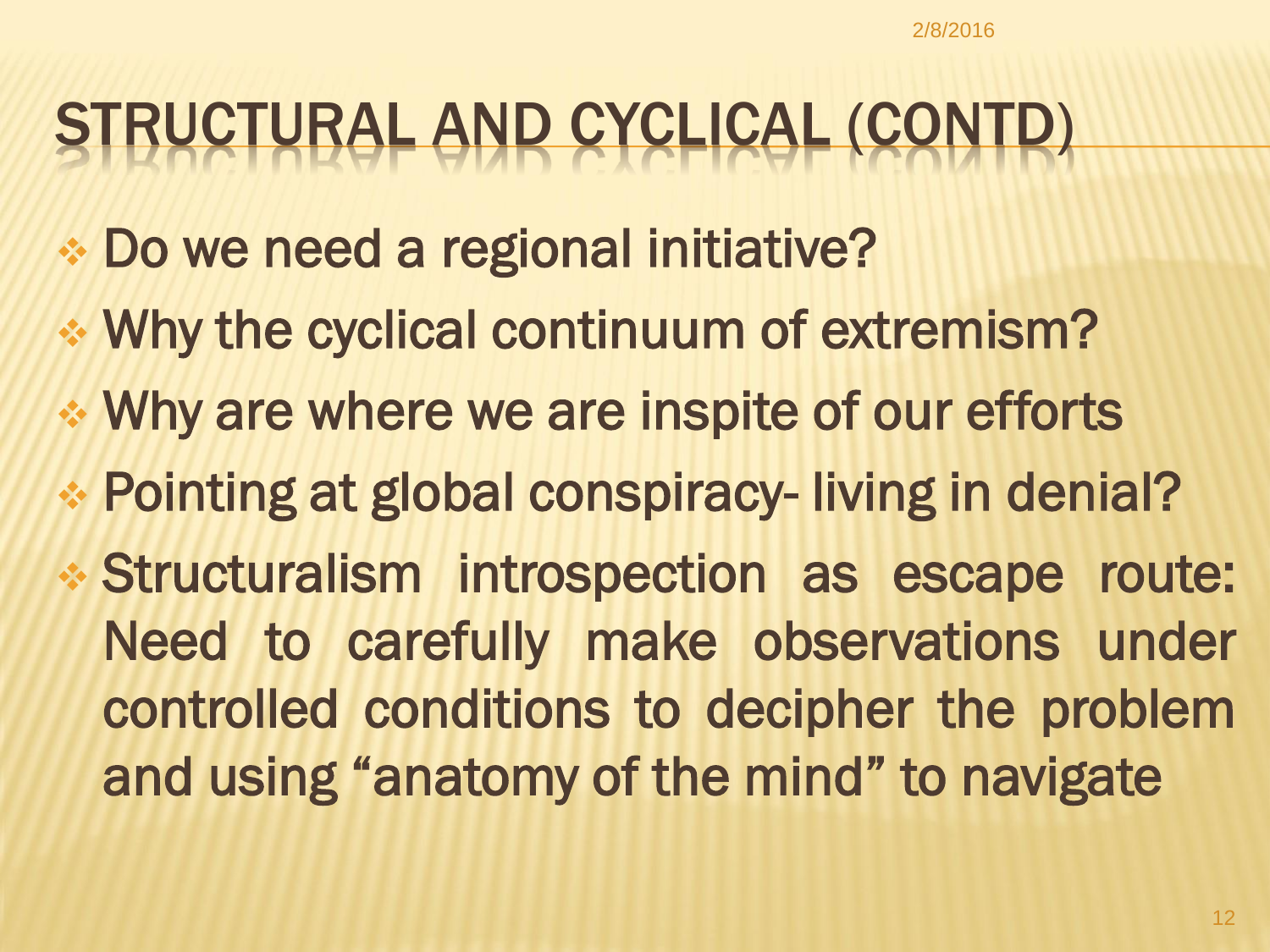# STRUCTURAL AND CYCLICAL (CONTD)

- Do we need a regional initiative?
- Why the cyclical continuum of extremism?
- Why are where we are inspite of our efforts
- Pointing at global conspiracy- living in denial?
- Structuralism introspection as escape route: Need to carefully make observations under controlled conditions to decipher the problem and using "anatomy of the mind" to navigate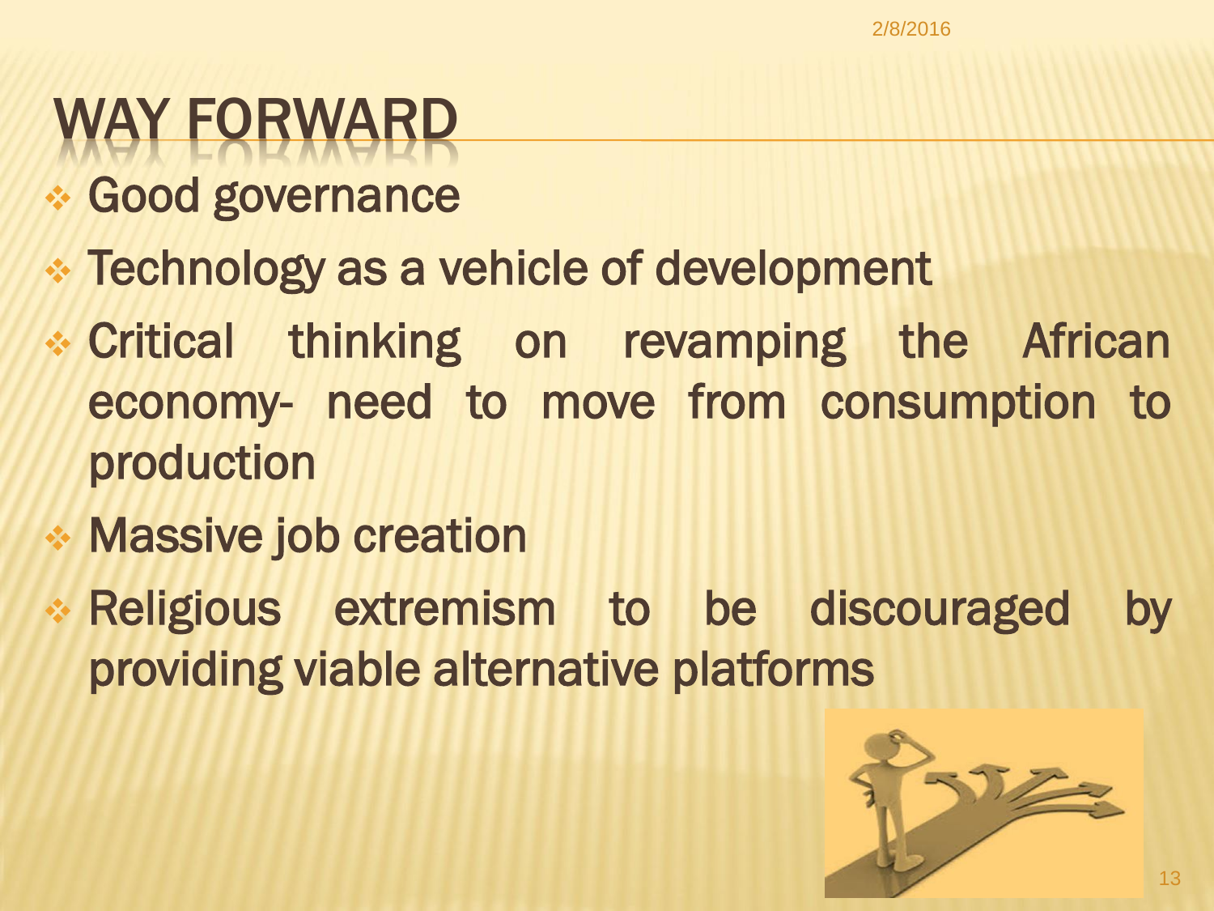# WAY FORWARD

- Good governance
- Technology as a vehicle of development
- Critical thinking on revamping the African economy- need to move from consumption to production
- Massive job creation
- Religious extremism to be discouraged by providing viable alternative platforms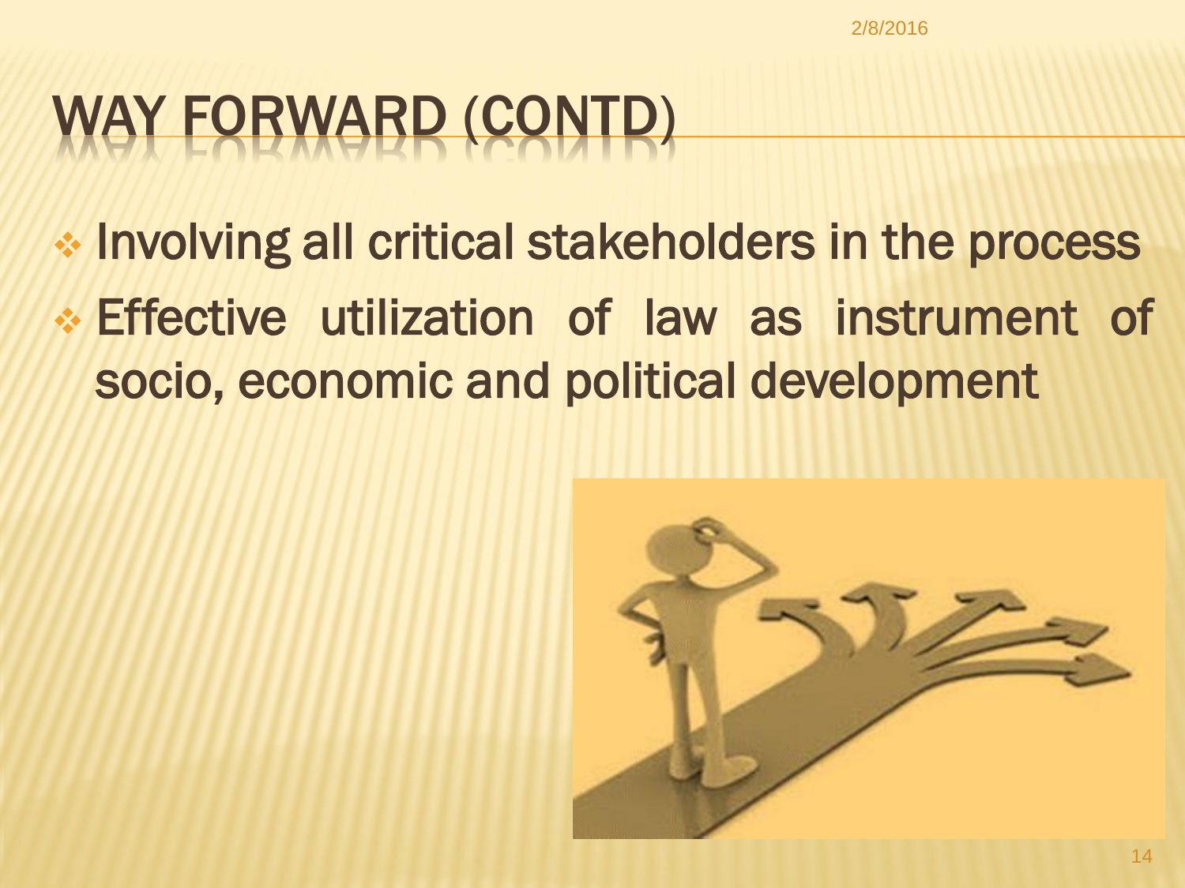# WAY FORWARD (CONTD)

- Involving all critical stakeholders in the process
- Effective utilization of law as instrument of socio, economic and political development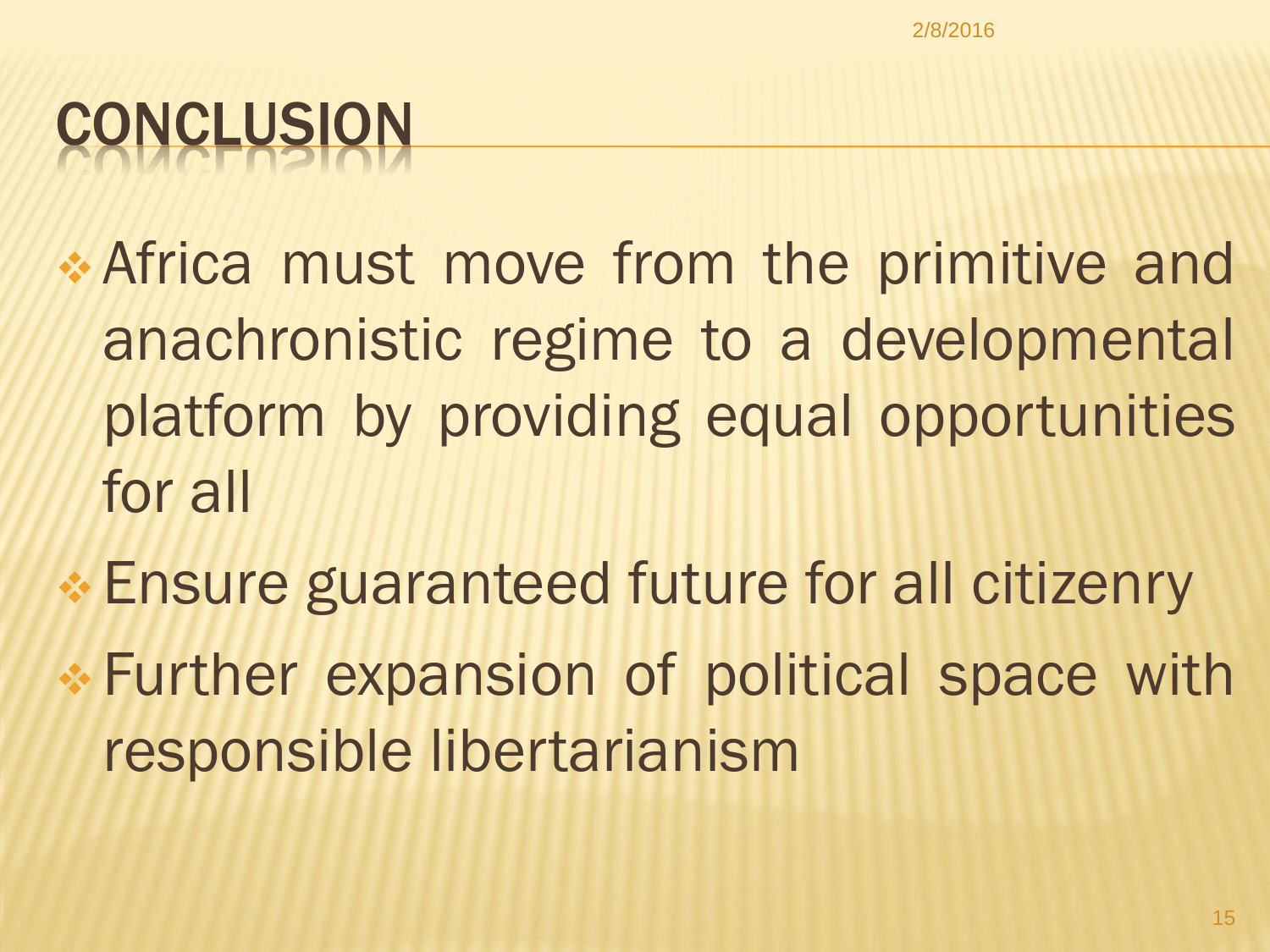# CONCLUSION

- Africa must move from the primitive and anachronistic regime to a developmental platform by providing equal opportunities for all
- Ensure guaranteed future for all citizenry
- Further expansion of political space with responsible libertarianism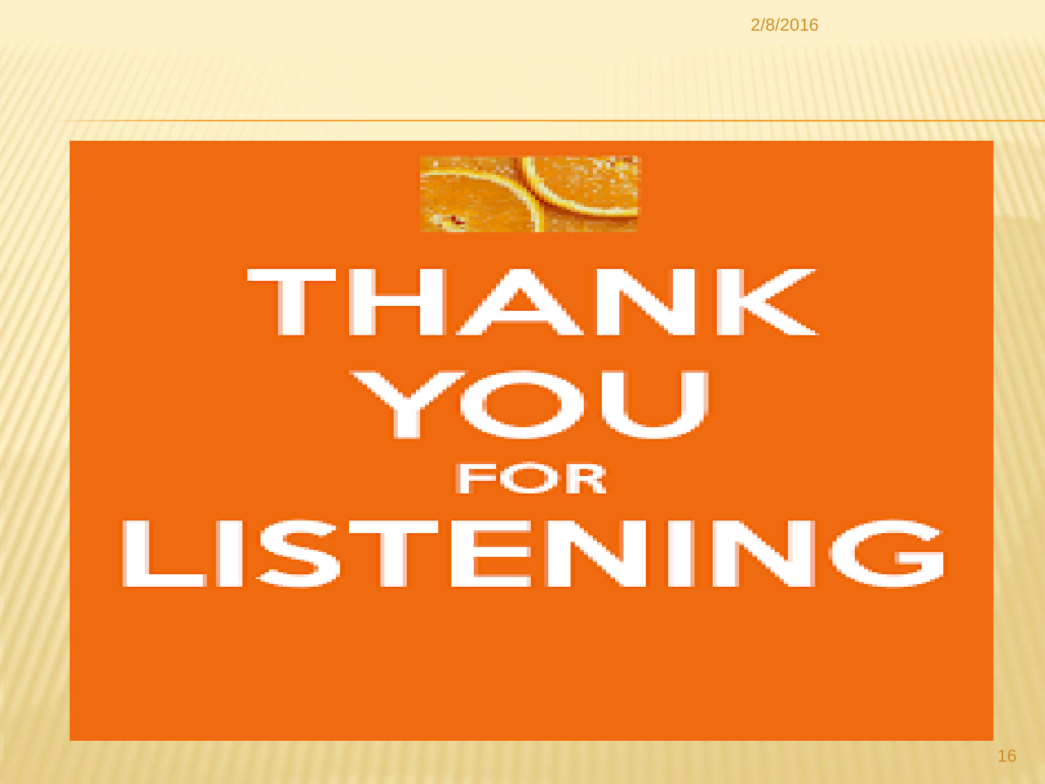# THANK YOU FOR LISTENING